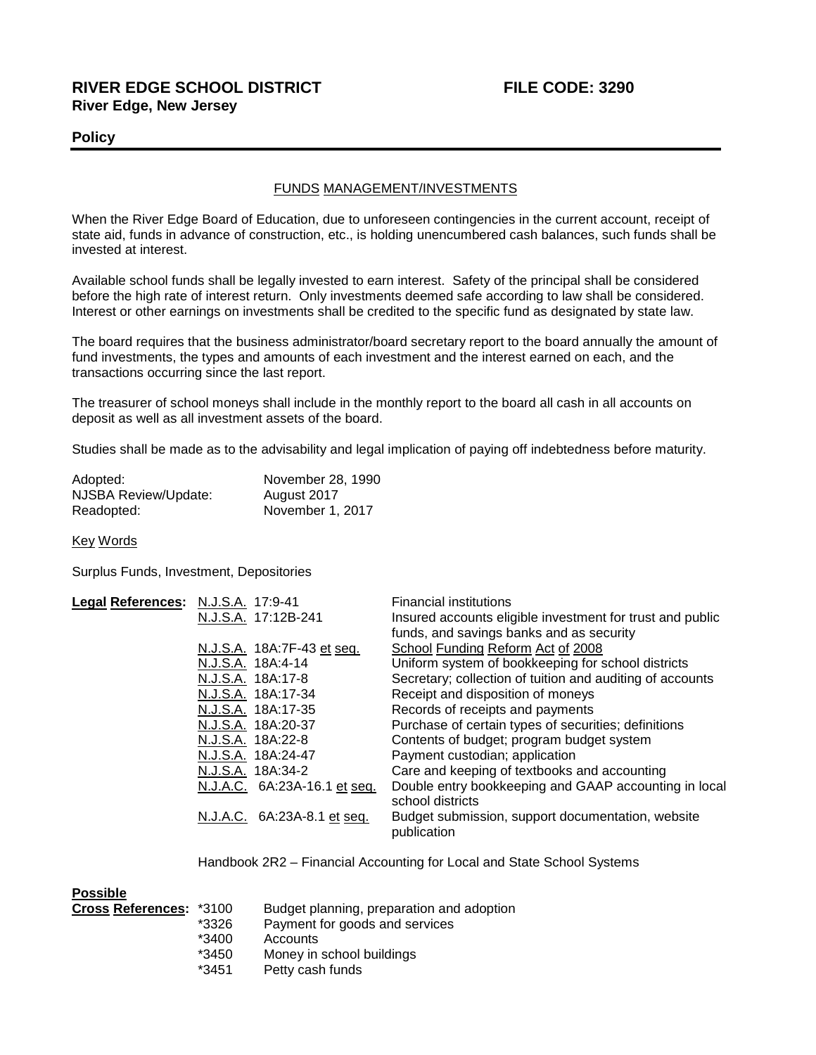**RIVER EDGE SCHOOL DISTRICT** **FILE CODE: 3290**
**River Edge, New Jersey**

## Policy

### FUNDS MANAGEMENT/INVESTMENTS

When the River Edge Board of Education, due to unforeseen contingencies in the current account, receipt of state aid, funds in advance of construction, etc., is holding unencumbered cash balances, such funds shall be invested at interest.

Available school funds shall be legally invested to earn interest. Safety of the principal shall be considered before the high rate of interest return. Only investments deemed safe according to law shall be considered. Interest or other earnings on investments shall be credited to the specific fund as designated by state law.

The board requires that the business administrator/board secretary report to the board annually the amount of fund investments, the types and amounts of each investment and the interest earned on each, and the transactions occurring since the last report.

The treasurer of school moneys shall include in the monthly report to the board all cash in all accounts on deposit as well as all investment assets of the board.

Studies shall be made as to the advisability and legal implication of paying off indebtedness before maturity.

| | |
|---|---|
| Adopted: | November 28, 1990 |
| NJSBA Review/Update: | August 2017 |
| Readopted: | November 1, 2017 |

Key Words

Surplus Funds, Investment, Depositories

| **Legal References:** | | |
|---|---|---|
| | N.J.S.A. 17:9-41 | Financial institutions |
| | N.J.S.A. 17:12B-241 | Insured accounts eligible investment for trust and public funds, and savings banks and as security |
| | N.J.S.A. 18A:7F-43 et seq. | School Funding Reform Act of 2008 |
| | N.J.S.A. 18A:4-14 | Uniform system of bookkeeping for school districts |
| | N.J.S.A. 18A:17-8 | Secretary; collection of tuition and auditing of accounts |
| | N.J.S.A. 18A:17-34 | Receipt and disposition of moneys |
| | N.J.S.A. 18A:17-35 | Records of receipts and payments |
| | N.J.S.A. 18A:20-37 | Purchase of certain types of securities; definitions |
| | N.J.S.A. 18A:22-8 | Contents of budget; program budget system |
| | N.J.S.A. 18A:24-47 | Payment custodian; application |
| | N.J.S.A. 18A:34-2 | Care and keeping of textbooks and accounting |
| | N.J.A.C. 6A:23A-16.1 et seq. | Double entry bookkeeping and GAAP accounting in local school districts |
| | N.J.A.C. 6A:23A-8.1 et seq. | Budget submission, support documentation, website publication |

Handbook 2R2 – Financial Accounting for Local and State School Systems

| **Possible Cross References:** | | |
|---|---|---|
| | *3100 | Budget planning, preparation and adoption |
| | *3326 | Payment for goods and services |
| | *3400 | Accounts |
| | *3450 | Money in school buildings |
| | *3451 | Petty cash funds |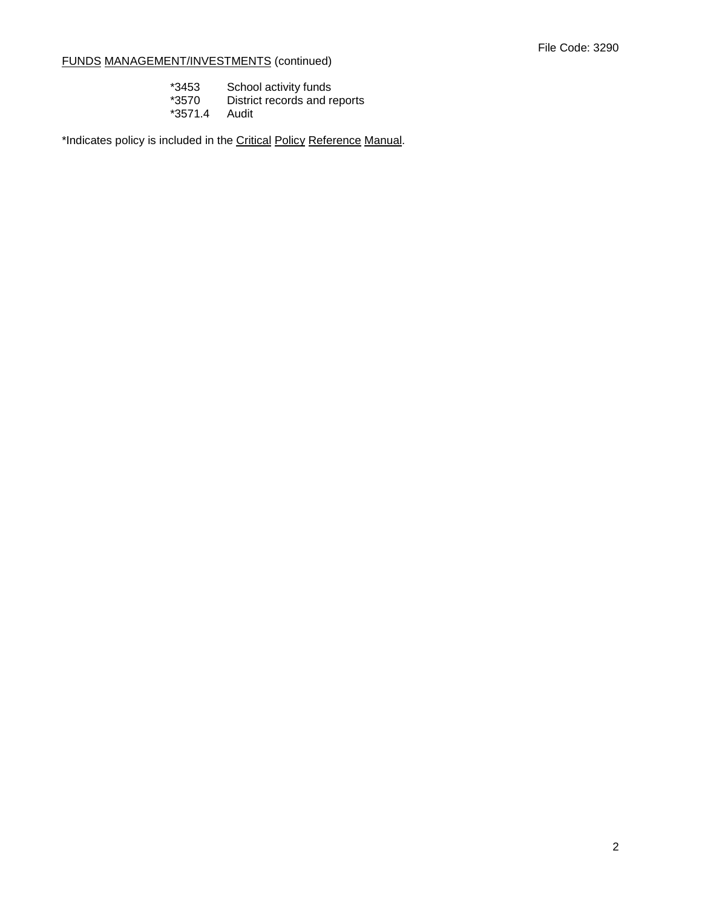FUNDS MANAGEMENT/INVESTMENTS (continued)

| | |
|---|---|
| *3453 | School activity funds |
| *3570 | District records and reports |
| *3571.4 | Audit |

*Indicates policy is included in the Critical Policy Reference Manual.